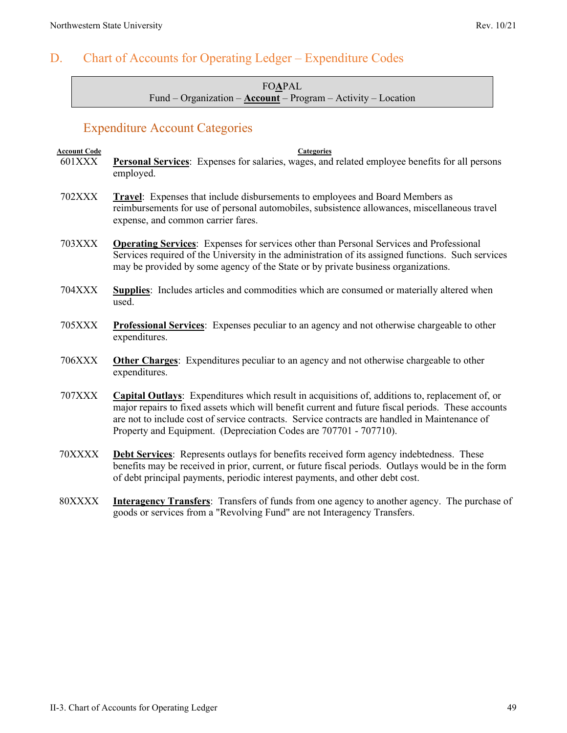## D. Chart of Accounts for Operating Ledger – Expenditure Codes

FO**A**PAL
Fund – Organization – **Account** – Program – Activity – Location

### Expenditure Account Categories

| Account Code | Categories |
|---|---|
| 601XXX | **Personal Services**: Expenses for salaries, wages, and related employee benefits for all persons employed. |
| 702XXX | **Travel**: Expenses that include disbursements to employees and Board Members as reimbursements for use of personal automobiles, subsistence allowances, miscellaneous travel expense, and common carrier fares. |
| 703XXX | **Operating Services**: Expenses for services other than Personal Services and Professional Services required of the University in the administration of its assigned functions. Such services may be provided by some agency of the State or by private business organizations. |
| 704XXX | **Supplies**: Includes articles and commodities which are consumed or materially altered when used. |
| 705XXX | **Professional Services**: Expenses peculiar to an agency and not otherwise chargeable to other expenditures. |
| 706XXX | **Other Charges**: Expenditures peculiar to an agency and not otherwise chargeable to other expenditures. |
| 707XXX | **Capital Outlays**: Expenditures which result in acquisitions of, additions to, replacement of, or major repairs to fixed assets which will benefit current and future fiscal periods. These accounts are not to include cost of service contracts. Service contracts are handled in Maintenance of Property and Equipment. (Depreciation Codes are 707701 - 707710). |
| 70XXXX | **Debt Services**: Represents outlays for benefits received form agency indebtedness. These benefits may be received in prior, current, or future fiscal periods. Outlays would be in the form of debt principal payments, periodic interest payments, and other debt cost. |
| 80XXXX | **Interagency Transfers**: Transfers of funds from one agency to another agency. The purchase of goods or services from a "Revolving Fund" are not Interagency Transfers. |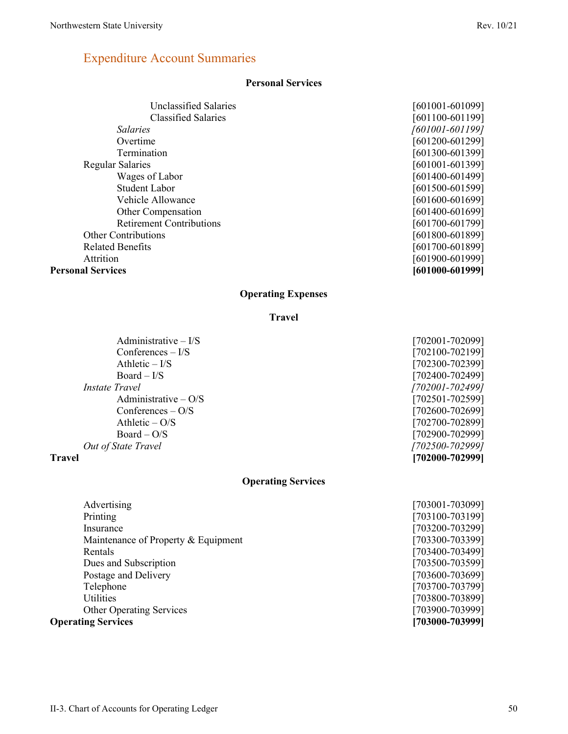## Expenditure Account Summaries

### Personal Services

| Account | Range |
|---|---|
| Unclassified Salaries | [601001-601099] |
| Classified Salaries | [601100-601199] |
| *Salaries* | *[601001-601199]* |
| Overtime | [601200-601299] |
| Termination | [601300-601399] |
| Regular Salaries | [601001-601399] |
| Wages of Labor | [601400-601499] |
| Student Labor | [601500-601599] |
| Vehicle Allowance | [601600-601699] |
| Other Compensation | [601400-601699] |
| Retirement Contributions | [601700-601799] |
| Other Contributions | [601800-601899] |
| Related Benefits | [601700-601899] |
| Attrition | [601900-601999] |
| **Personal Services** | **[601000-601999]** |

### Operating Expenses

#### Travel

| Account | Range |
|---|---|
| Administrative – I/S | [702001-702099] |
| Conferences – I/S | [702100-702199] |
| Athletic – I/S | [702300-702399] |
| Board – I/S | [702400-702499] |
| *Instate Travel* | *[702001-702499]* |
| Administrative – O/S | [702501-702599] |
| Conferences – O/S | [702600-702699] |
| Athletic – O/S | [702700-702899] |
| Board – O/S | [702900-702999] |
| *Out of State Travel* | *[702500-702999]* |
| **Travel** | **[702000-702999]** |

#### Operating Services

| Account | Range |
|---|---|
| Advertising | [703001-703099] |
| Printing | [703100-703199] |
| Insurance | [703200-703299] |
| Maintenance of Property & Equipment | [703300-703399] |
| Rentals | [703400-703499] |
| Dues and Subscription | [703500-703599] |
| Postage and Delivery | [703600-703699] |
| Telephone | [703700-703799] |
| Utilities | [703800-703899] |
| Other Operating Services | [703900-703999] |
| **Operating Services** | **[703000-703999]** |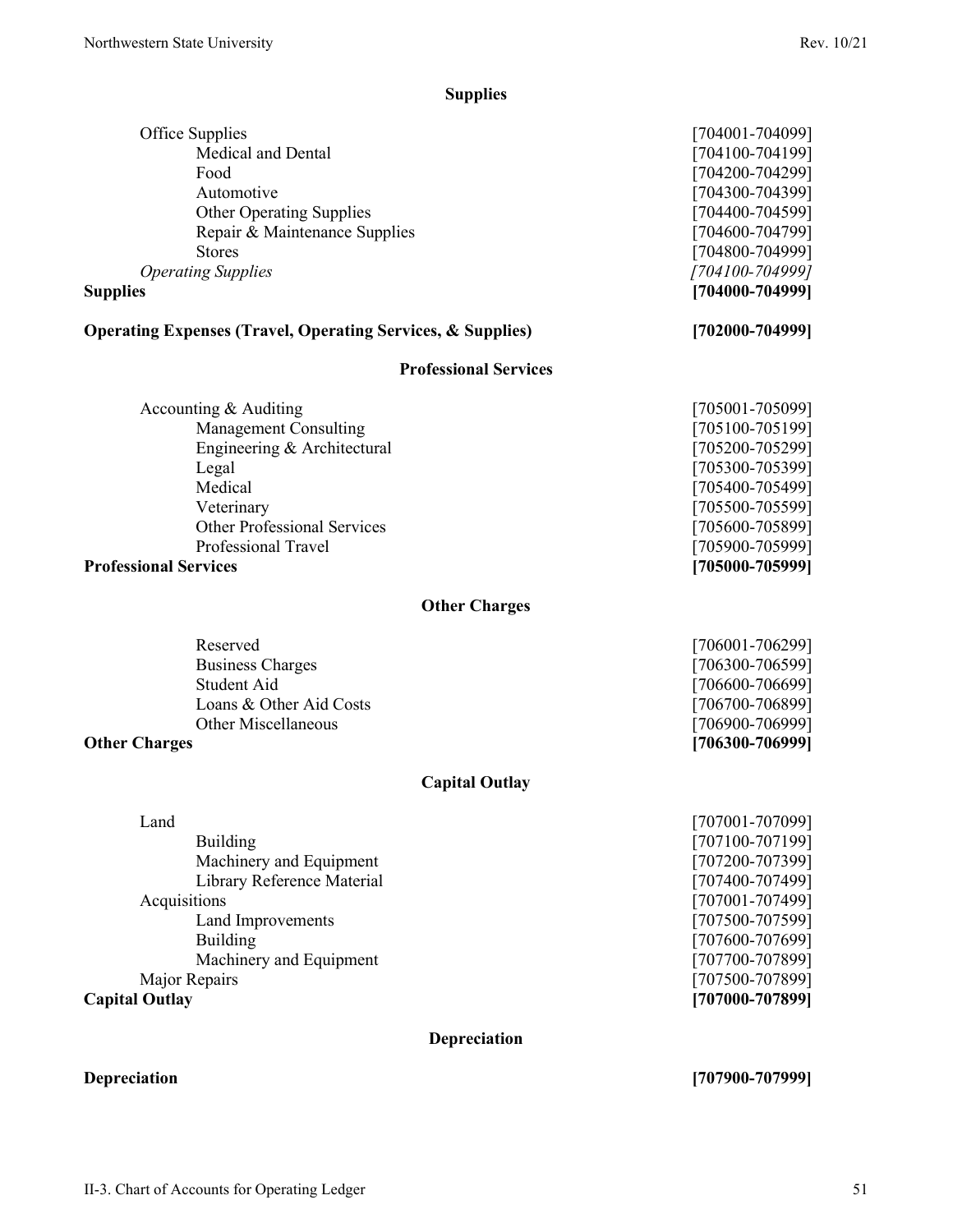## Supplies

| | |
|---|---|
| Office Supplies | [704001-704099] |
| Medical and Dental | [704100-704199] |
| Food | [704200-704299] |
| Automotive | [704300-704399] |
| Other Operating Supplies | [704400-704599] |
| Repair & Maintenance Supplies | [704600-704799] |
| Stores | [704800-704999] |
| *Operating Supplies* | *[704100-704999]* |
| **Supplies** | **[704000-704999]** |

| | |
|---|---|
| **Operating Expenses (Travel, Operating Services, & Supplies)** | **[702000-704999]** |

## Professional Services

| | |
|---|---|
| Accounting & Auditing | [705001-705099] |
| Management Consulting | [705100-705199] |
| Engineering & Architectural | [705200-705299] |
| Legal | [705300-705399] |
| Medical | [705400-705499] |
| Veterinary | [705500-705599] |
| Other Professional Services | [705600-705899] |
| Professional Travel | [705900-705999] |
| **Professional Services** | **[705000-705999]** |

## Other Charges

| | |
|---|---|
| Reserved | [706001-706299] |
| Business Charges | [706300-706599] |
| Student Aid | [706600-706699] |
| Loans & Other Aid Costs | [706700-706899] |
| Other Miscellaneous | [706900-706999] |
| **Other Charges** | **[706300-706999]** |

## Capital Outlay

| | |
|---|---|
| Land | [707001-707099] |
| Building | [707100-707199] |
| Machinery and Equipment | [707200-707399] |
| Library Reference Material | [707400-707499] |
| Acquisitions | [707001-707499] |
| Land Improvements | [707500-707599] |
| Building | [707600-707699] |
| Machinery and Equipment | [707700-707899] |
| Major Repairs | [707500-707899] |
| **Capital Outlay** | **[707000-707899]** |

## Depreciation

| | |
|---|---|
| **Depreciation** | **[707900-707999]** |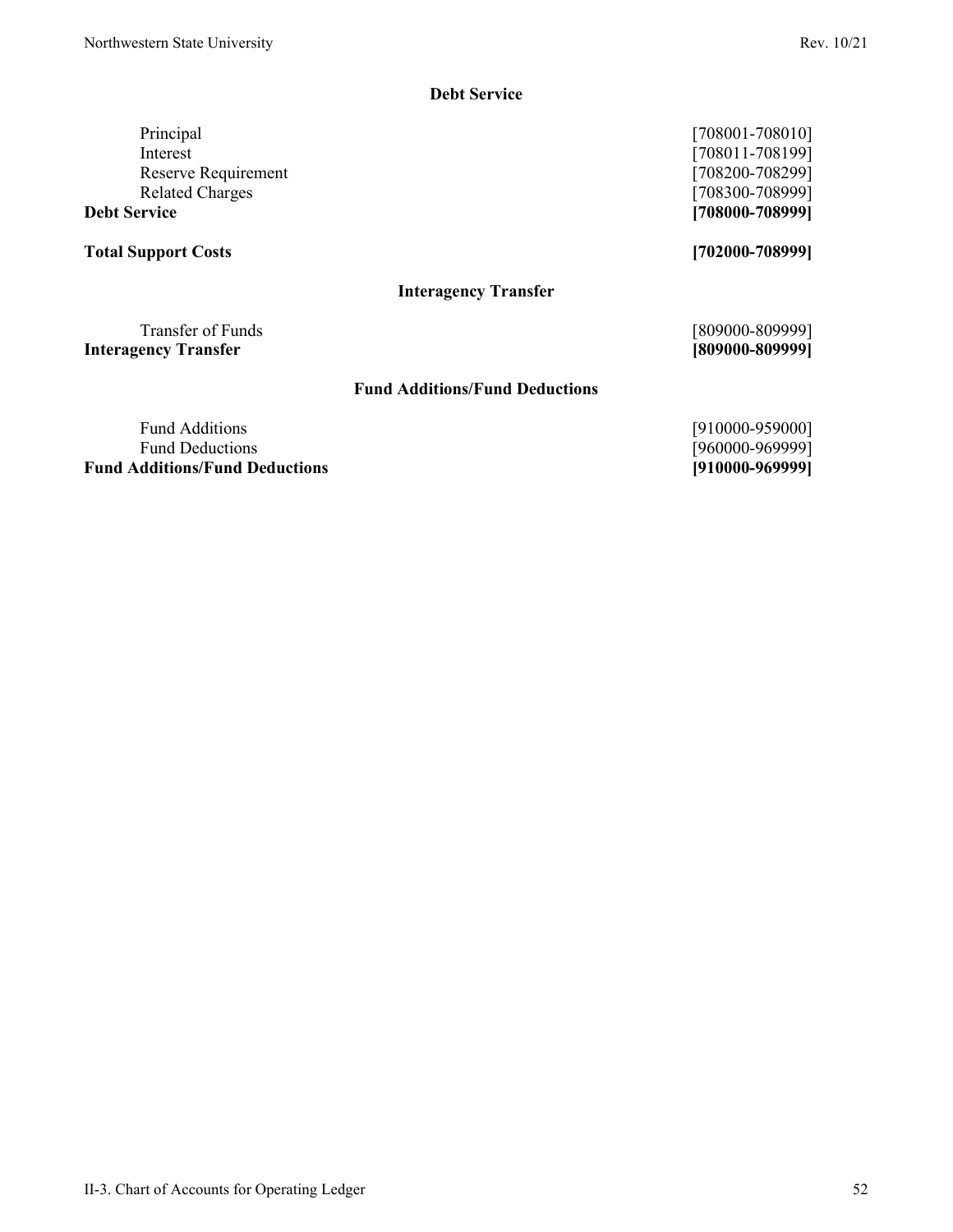## Debt Service

| | |
|---|---|
| Principal | [708001-708010] |
| Interest | [708011-708199] |
| Reserve Requirement | [708200-708299] |
| Related Charges | [708300-708999] |
| **Debt Service** | **[708000-708999]** |
| | |
| **Total Support Costs** | **[702000-708999]** |

## Interagency Transfer

| | |
|---|---|
| Transfer of Funds | [809000-809999] |
| **Interagency Transfer** | **[809000-809999]** |

## Fund Additions/Fund Deductions

| | |
|---|---|
| Fund Additions | [910000-959000] |
| Fund Deductions | [960000-969999] |
| **Fund Additions/Fund Deductions** | **[910000-969999]** |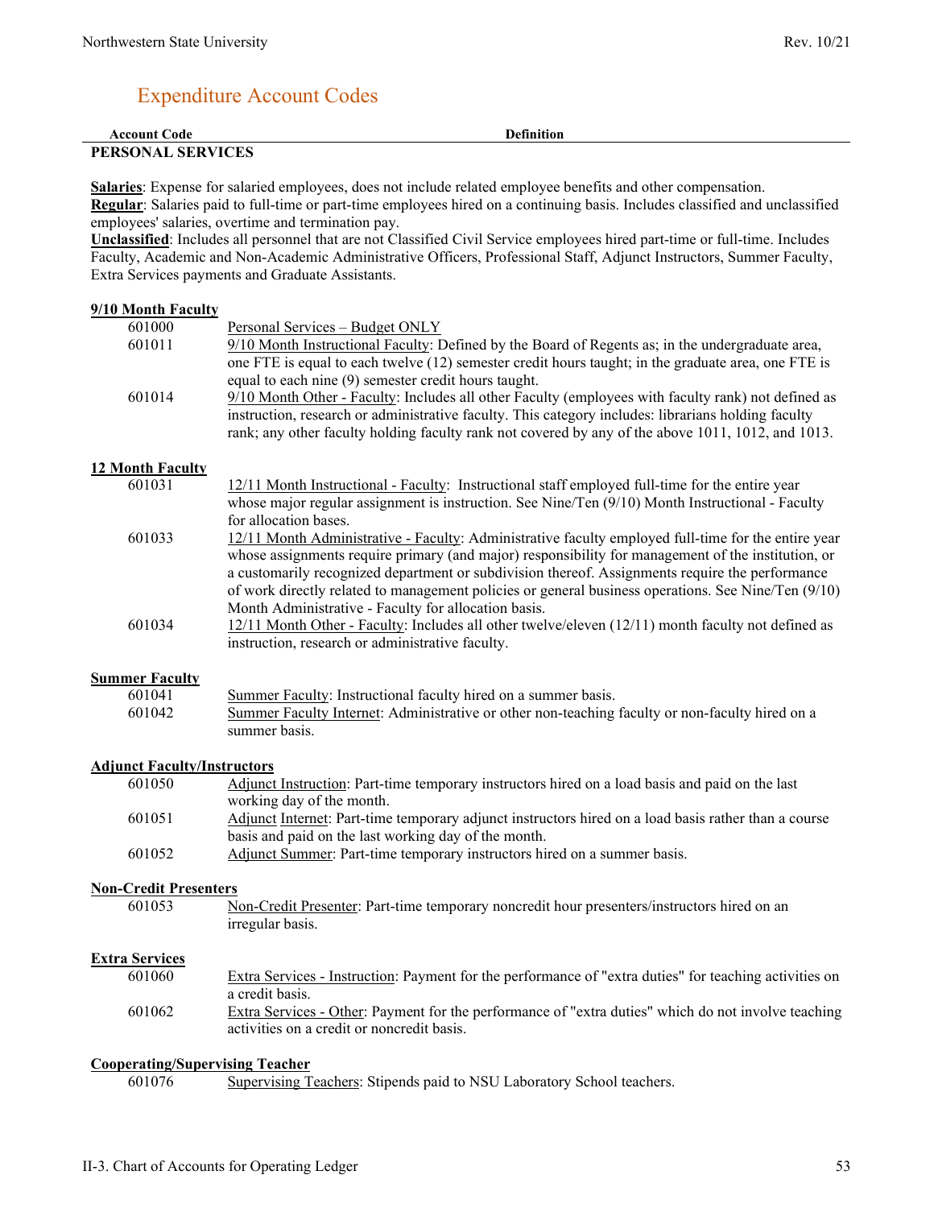## Expenditure Account Codes

| Account Code | Definition |
|---|---|

### PERSONAL SERVICES

**Salaries**: Expense for salaried employees, does not include related employee benefits and other compensation.
**Regular**: Salaries paid to full-time or part-time employees hired on a continuing basis. Includes classified and unclassified employees' salaries, overtime and termination pay.
**Unclassified**: Includes all personnel that are not Classified Civil Service employees hired part-time or full-time. Includes Faculty, Academic and Non-Academic Administrative Officers, Professional Staff, Adjunct Instructors, Summer Faculty, Extra Services payments and Graduate Assistants.

**9/10 Month Faculty**

| Account Code | Definition |
|---|---|
| 601000 | Personal Services – Budget ONLY |
| 601011 | 9/10 Month Instructional Faculty: Defined by the Board of Regents as; in the undergraduate area, one FTE is equal to each twelve (12) semester credit hours taught; in the graduate area, one FTE is equal to each nine (9) semester credit hours taught. |
| 601014 | 9/10 Month Other - Faculty: Includes all other Faculty (employees with faculty rank) not defined as instruction, research or administrative faculty. This category includes: librarians holding faculty rank; any other faculty holding faculty rank not covered by any of the above 1011, 1012, and 1013. |

**12 Month Faculty**

| Account Code | Definition |
|---|---|
| 601031 | 12/11 Month Instructional - Faculty: Instructional staff employed full-time for the entire year whose major regular assignment is instruction. See Nine/Ten (9/10) Month Instructional - Faculty for allocation bases. |
| 601033 | 12/11 Month Administrative - Faculty: Administrative faculty employed full-time for the entire year whose assignments require primary (and major) responsibility for management of the institution, or a customarily recognized department or subdivision thereof. Assignments require the performance of work directly related to management policies or general business operations. See Nine/Ten (9/10) Month Administrative - Faculty for allocation basis. |
| 601034 | 12/11 Month Other - Faculty: Includes all other twelve/eleven (12/11) month faculty not defined as instruction, research or administrative faculty. |

**Summer Faculty**

| Account Code | Definition |
|---|---|
| 601041 | Summer Faculty: Instructional faculty hired on a summer basis. |
| 601042 | Summer Faculty Internet: Administrative or other non-teaching faculty or non-faculty hired on a summer basis. |

**Adjunct Faculty/Instructors**

| Account Code | Definition |
|---|---|
| 601050 | Adjunct Instruction: Part-time temporary instructors hired on a load basis and paid on the last working day of the month. |
| 601051 | Adjunct Internet: Part-time temporary adjunct instructors hired on a load basis rather than a course basis and paid on the last working day of the month. |
| 601052 | Adjunct Summer: Part-time temporary instructors hired on a summer basis. |

**Non-Credit Presenters**

| Account Code | Definition |
|---|---|
| 601053 | Non-Credit Presenter: Part-time temporary noncredit hour presenters/instructors hired on an irregular basis. |

**Extra Services**

| Account Code | Definition |
|---|---|
| 601060 | Extra Services - Instruction: Payment for the performance of "extra duties" for teaching activities on a credit basis. |
| 601062 | Extra Services - Other: Payment for the performance of "extra duties" which do not involve teaching activities on a credit or noncredit basis. |

**Cooperating/Supervising Teacher**

| Account Code | Definition |
|---|---|
| 601076 | Supervising Teachers: Stipends paid to NSU Laboratory School teachers. |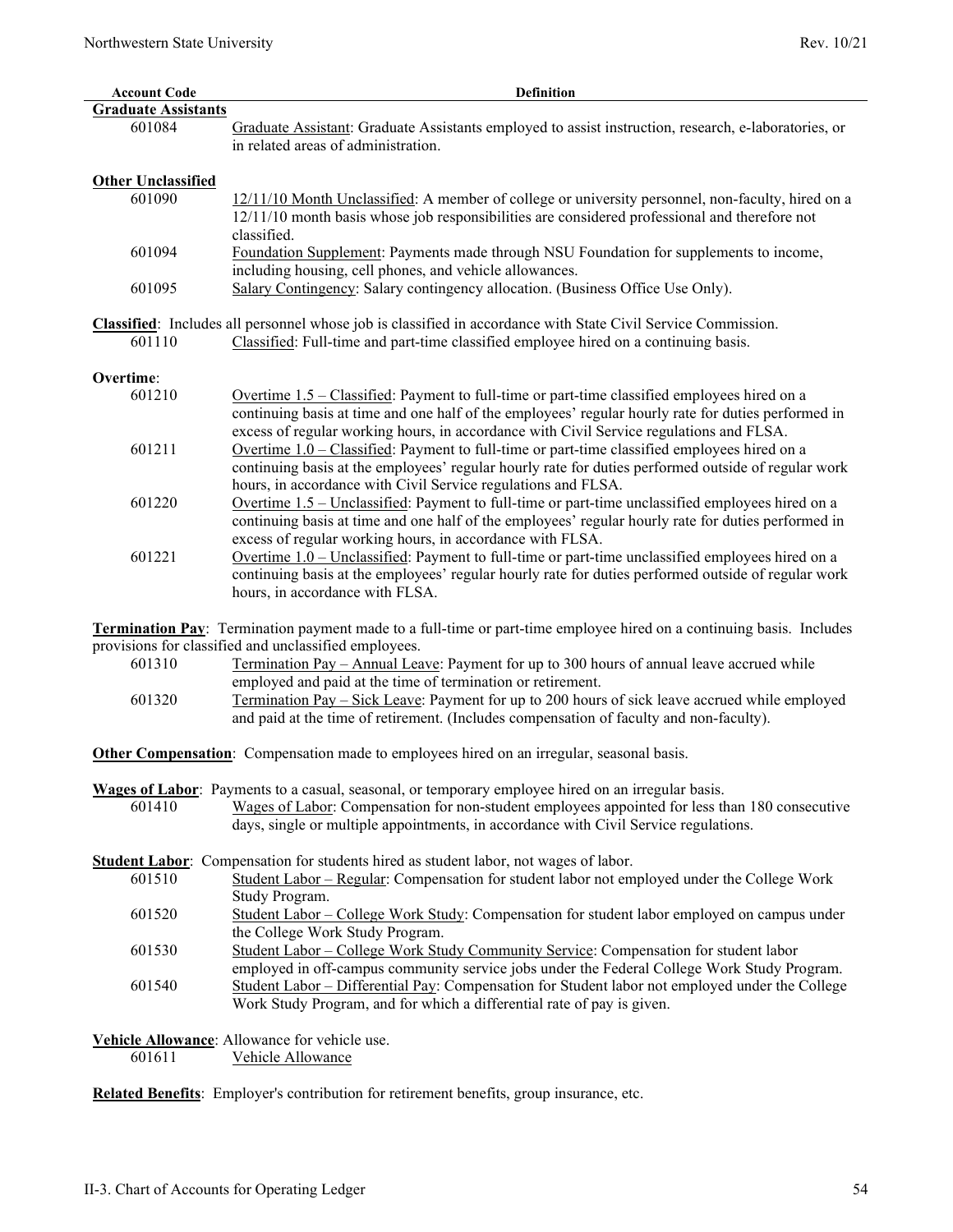| Account Code | Definition |
|---|---|
| **Graduate Assistants** | |
| 601084 | Graduate Assistant: Graduate Assistants employed to assist instruction, research, e-laboratories, or in related areas of administration. |
| **Other Unclassified** | |
| 601090 | 12/11/10 Month Unclassified: A member of college or university personnel, non-faculty, hired on a 12/11/10 month basis whose job responsibilities are considered professional and therefore not classified. |
| 601094 | Foundation Supplement: Payments made through NSU Foundation for supplements to income, including housing, cell phones, and vehicle allowances. |
| 601095 | Salary Contingency: Salary contingency allocation. (Business Office Use Only). |

**Classified**: Includes all personnel whose job is classified in accordance with State Civil Service Commission.

| Account Code | Definition |
|---|---|
| 601110 | Classified: Full-time and part-time classified employee hired on a continuing basis. |

**Overtime**:

| Account Code | Definition |
|---|---|
| 601210 | Overtime 1.5 – Classified: Payment to full-time or part-time classified employees hired on a continuing basis at time and one half of the employees' regular hourly rate for duties performed in excess of regular working hours, in accordance with Civil Service regulations and FLSA. |
| 601211 | Overtime 1.0 – Classified: Payment to full-time or part-time classified employees hired on a continuing basis at the employees' regular hourly rate for duties performed outside of regular work hours, in accordance with Civil Service regulations and FLSA. |
| 601220 | Overtime 1.5 – Unclassified: Payment to full-time or part-time unclassified employees hired on a continuing basis at time and one half of the employees' regular hourly rate for duties performed in excess of regular working hours, in accordance with FLSA. |
| 601221 | Overtime 1.0 – Unclassified: Payment to full-time or part-time unclassified employees hired on a continuing basis at the employees' regular hourly rate for duties performed outside of regular work hours, in accordance with FLSA. |

**Termination Pay**: Termination payment made to a full-time or part-time employee hired on a continuing basis. Includes provisions for classified and unclassified employees.

| Account Code | Definition |
|---|---|
| 601310 | Termination Pay – Annual Leave: Payment for up to 300 hours of annual leave accrued while employed and paid at the time of termination or retirement. |
| 601320 | Termination Pay – Sick Leave: Payment for up to 200 hours of sick leave accrued while employed and paid at the time of retirement. (Includes compensation of faculty and non-faculty). |

**Other Compensation**: Compensation made to employees hired on an irregular, seasonal basis.

**Wages of Labor**: Payments to a casual, seasonal, or temporary employee hired on an irregular basis.

| Account Code | Definition |
|---|---|
| 601410 | Wages of Labor: Compensation for non-student employees appointed for less than 180 consecutive days, single or multiple appointments, in accordance with Civil Service regulations. |

**Student Labor**: Compensation for students hired as student labor, not wages of labor.

| Account Code | Definition |
|---|---|
| 601510 | Student Labor – Regular: Compensation for student labor not employed under the College Work Study Program. |
| 601520 | Student Labor – College Work Study: Compensation for student labor employed on campus under the College Work Study Program. |
| 601530 | Student Labor – College Work Study Community Service: Compensation for student labor employed in off-campus community service jobs under the Federal College Work Study Program. |
| 601540 | Student Labor – Differential Pay: Compensation for Student labor not employed under the College Work Study Program, and for which a differential rate of pay is given. |

**Vehicle Allowance**: Allowance for vehicle use.

| Account Code | Definition |
|---|---|
| 601611 | Vehicle Allowance |

**Related Benefits**: Employer's contribution for retirement benefits, group insurance, etc.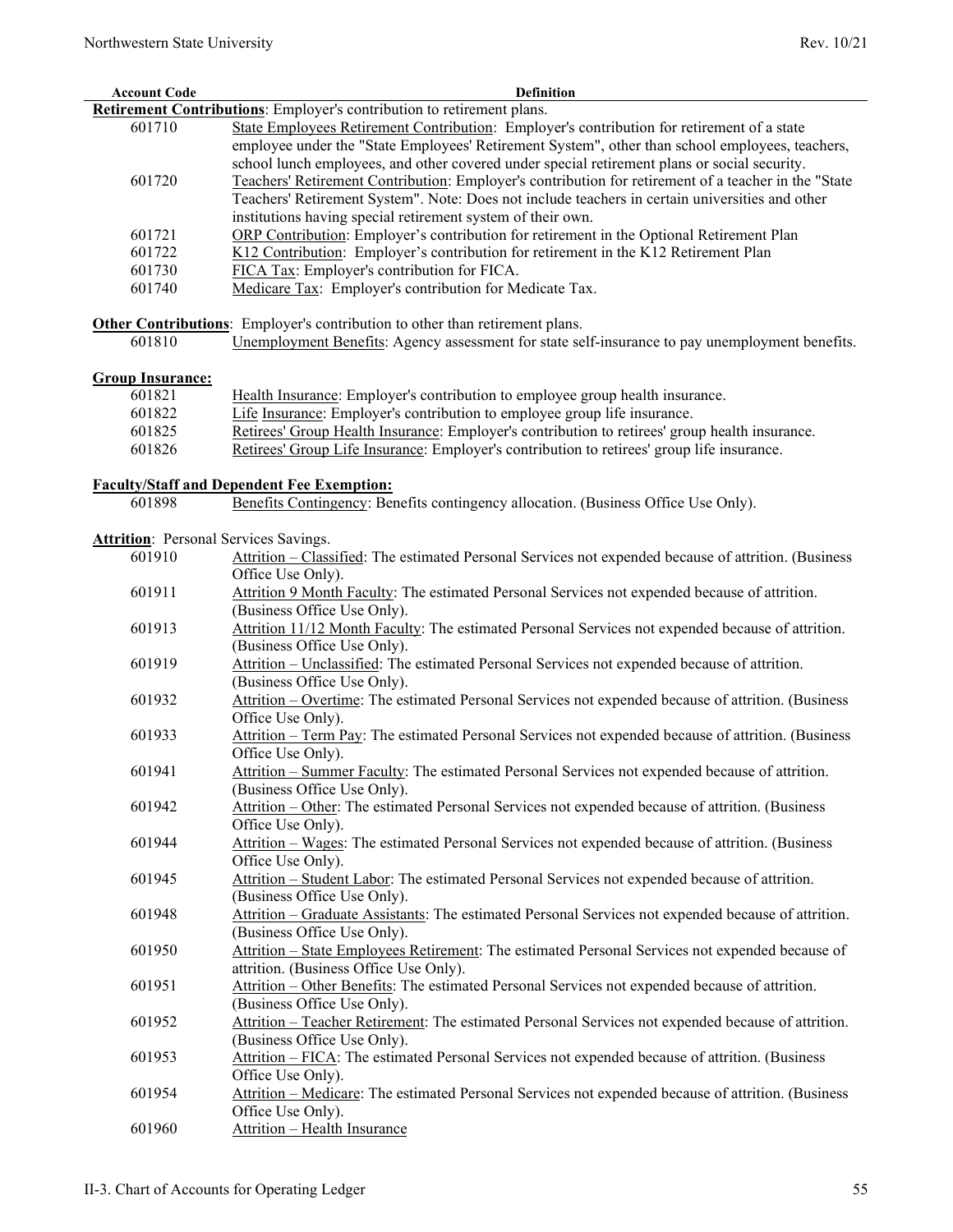| Account Code | Definition |
|---|---|
| **Retirement Contributions**: Employer's contribution to retirement plans. | |
| 601710 | State Employees Retirement Contribution: Employer's contribution for retirement of a state employee under the "State Employees' Retirement System", other than school employees, teachers, school lunch employees, and other covered under special retirement plans or social security. |
| 601720 | Teachers' Retirement Contribution: Employer's contribution for retirement of a teacher in the "State Teachers' Retirement System". Note: Does not include teachers in certain universities and other institutions having special retirement system of their own. |
| 601721 | ORP Contribution: Employer's contribution for retirement in the Optional Retirement Plan |
| 601722 | K12 Contribution: Employer's contribution for retirement in the K12 Retirement Plan |
| 601730 | FICA Tax: Employer's contribution for FICA. |
| 601740 | Medicare Tax: Employer's contribution for Medicate Tax. |
| **Other Contributions**: Employer's contribution to other than retirement plans. | |
| 601810 | Unemployment Benefits: Agency assessment for state self-insurance to pay unemployment benefits. |
| **Group Insurance:** | |
| 601821 | Health Insurance: Employer's contribution to employee group health insurance. |
| 601822 | Life Insurance: Employer's contribution to employee group life insurance. |
| 601825 | Retirees' Group Health Insurance: Employer's contribution to retirees' group health insurance. |
| 601826 | Retirees' Group Life Insurance: Employer's contribution to retirees' group life insurance. |
| **Faculty/Staff and Dependent Fee Exemption:** | |
| 601898 | Benefits Contingency: Benefits contingency allocation. (Business Office Use Only). |
| **Attrition**: Personal Services Savings. | |
| 601910 | Attrition – Classified: The estimated Personal Services not expended because of attrition. (Business Office Use Only). |
| 601911 | Attrition 9 Month Faculty: The estimated Personal Services not expended because of attrition. (Business Office Use Only). |
| 601913 | Attrition 11/12 Month Faculty: The estimated Personal Services not expended because of attrition. (Business Office Use Only). |
| 601919 | Attrition – Unclassified: The estimated Personal Services not expended because of attrition. (Business Office Use Only). |
| 601932 | Attrition – Overtime: The estimated Personal Services not expended because of attrition. (Business Office Use Only). |
| 601933 | Attrition – Term Pay: The estimated Personal Services not expended because of attrition. (Business Office Use Only). |
| 601941 | Attrition – Summer Faculty: The estimated Personal Services not expended because of attrition. (Business Office Use Only). |
| 601942 | Attrition – Other: The estimated Personal Services not expended because of attrition. (Business Office Use Only). |
| 601944 | Attrition – Wages: The estimated Personal Services not expended because of attrition. (Business Office Use Only). |
| 601945 | Attrition – Student Labor: The estimated Personal Services not expended because of attrition. (Business Office Use Only). |
| 601948 | Attrition – Graduate Assistants: The estimated Personal Services not expended because of attrition. (Business Office Use Only). |
| 601950 | Attrition – State Employees Retirement: The estimated Personal Services not expended because of attrition. (Business Office Use Only). |
| 601951 | Attrition – Other Benefits: The estimated Personal Services not expended because of attrition. (Business Office Use Only). |
| 601952 | Attrition – Teacher Retirement: The estimated Personal Services not expended because of attrition. (Business Office Use Only). |
| 601953 | Attrition – FICA: The estimated Personal Services not expended because of attrition. (Business Office Use Only). |
| 601954 | Attrition – Medicare: The estimated Personal Services not expended because of attrition. (Business Office Use Only). |
| 601960 | Attrition – Health Insurance |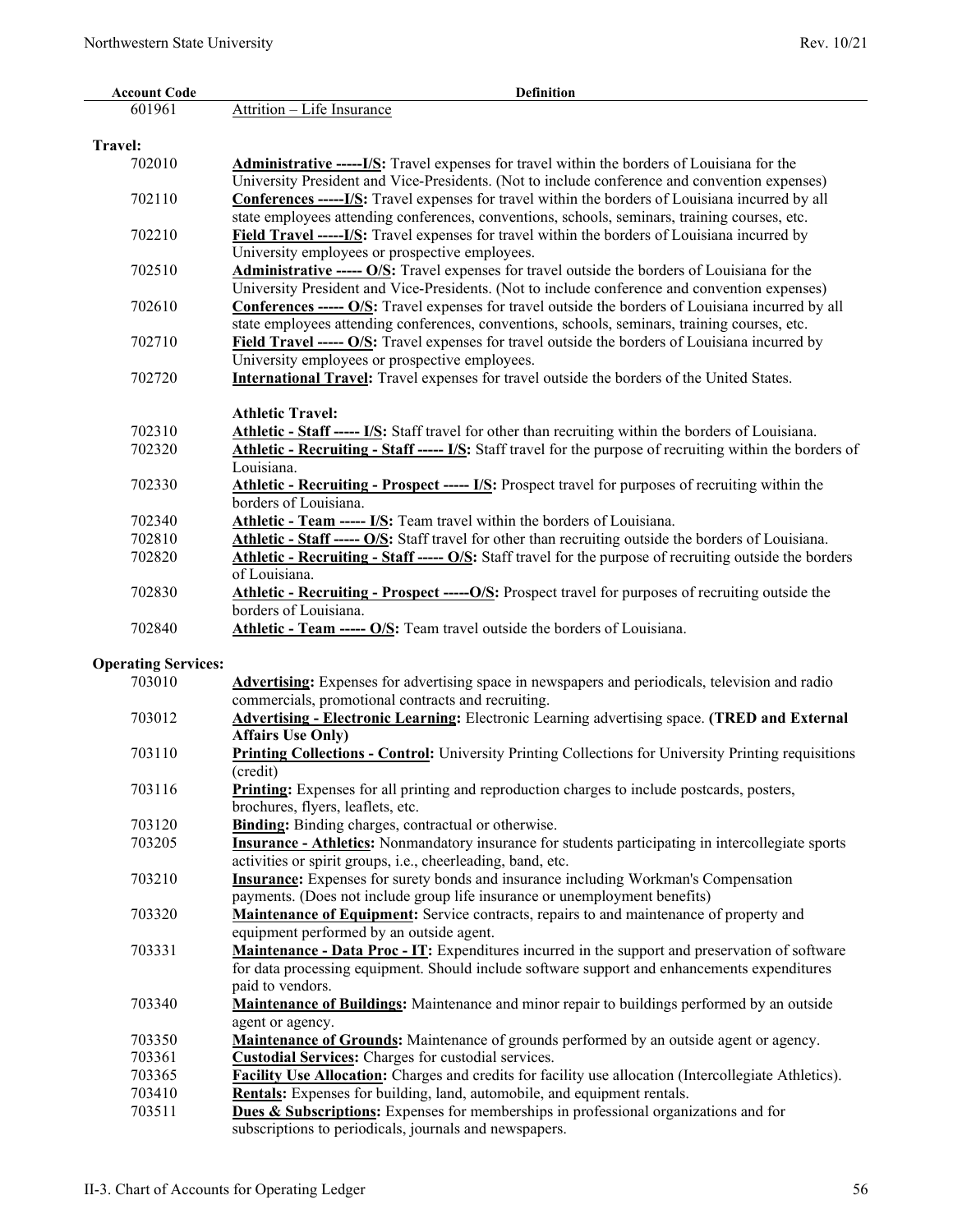| Account Code | Definition |
| --- | --- |
| 601961 | Attrition – Life Insurance |
| **Travel:** | |
| 702010 | **Administrative -----I/S:** Travel expenses for travel within the borders of Louisiana for the University President and Vice-Presidents. (Not to include conference and convention expenses) |
| 702110 | **Conferences -----I/S:** Travel expenses for travel within the borders of Louisiana incurred by all state employees attending conferences, conventions, schools, seminars, training courses, etc. |
| 702210 | **Field Travel -----I/S:** Travel expenses for travel within the borders of Louisiana incurred by University employees or prospective employees. |
| 702510 | **Administrative ----- O/S:** Travel expenses for travel outside the borders of Louisiana for the University President and Vice-Presidents. (Not to include conference and convention expenses) |
| 702610 | **Conferences ----- O/S:** Travel expenses for travel outside the borders of Louisiana incurred by all state employees attending conferences, conventions, schools, seminars, training courses, etc. |
| 702710 | **Field Travel ----- O/S:** Travel expenses for travel outside the borders of Louisiana incurred by University employees or prospective employees. |
| 702720 | **International Travel:** Travel expenses for travel outside the borders of the United States. |
| | **Athletic Travel:** |
| 702310 | **Athletic - Staff ----- I/S:** Staff travel for other than recruiting within the borders of Louisiana. |
| 702320 | **Athletic - Recruiting - Staff ----- I/S:** Staff travel for the purpose of recruiting within the borders of Louisiana. |
| 702330 | **Athletic - Recruiting - Prospect ----- I/S:** Prospect travel for purposes of recruiting within the borders of Louisiana. |
| 702340 | **Athletic - Team ----- I/S:** Team travel within the borders of Louisiana. |
| 702810 | **Athletic - Staff ----- O/S:** Staff travel for other than recruiting outside the borders of Louisiana. |
| 702820 | **Athletic - Recruiting - Staff ----- O/S:** Staff travel for the purpose of recruiting outside the borders of Louisiana. |
| 702830 | **Athletic - Recruiting - Prospect -----O/S:** Prospect travel for purposes of recruiting outside the borders of Louisiana. |
| 702840 | **Athletic - Team ----- O/S:** Team travel outside the borders of Louisiana. |
| **Operating Services:** | |
| 703010 | **Advertising:** Expenses for advertising space in newspapers and periodicals, television and radio commercials, promotional contracts and recruiting. |
| 703012 | **Advertising - Electronic Learning:** Electronic Learning advertising space. **(TRED and External Affairs Use Only)** |
| 703110 | **Printing Collections - Control:** University Printing Collections for University Printing requisitions (credit) |
| 703116 | **Printing:** Expenses for all printing and reproduction charges to include postcards, posters, brochures, flyers, leaflets, etc. |
| 703120 | **Binding:** Binding charges, contractual or otherwise. |
| 703205 | **Insurance - Athletics:** Nonmandatory insurance for students participating in intercollegiate sports activities or spirit groups, i.e., cheerleading, band, etc. |
| 703210 | **Insurance:** Expenses for surety bonds and insurance including Workman's Compensation payments. (Does not include group life insurance or unemployment benefits) |
| 703320 | **Maintenance of Equipment:** Service contracts, repairs to and maintenance of property and equipment performed by an outside agent. |
| 703331 | **Maintenance - Data Proc - IT:** Expenditures incurred in the support and preservation of software for data processing equipment. Should include software support and enhancements expenditures paid to vendors. |
| 703340 | **Maintenance of Buildings:** Maintenance and minor repair to buildings performed by an outside agent or agency. |
| 703350 | **Maintenance of Grounds:** Maintenance of grounds performed by an outside agent or agency. |
| 703361 | **Custodial Services:** Charges for custodial services. |
| 703365 | **Facility Use Allocation:** Charges and credits for facility use allocation (Intercollegiate Athletics). |
| 703410 | **Rentals:** Expenses for building, land, automobile, and equipment rentals. |
| 703511 | **Dues & Subscriptions:** Expenses for memberships in professional organizations and for subscriptions to periodicals, journals and newspapers. |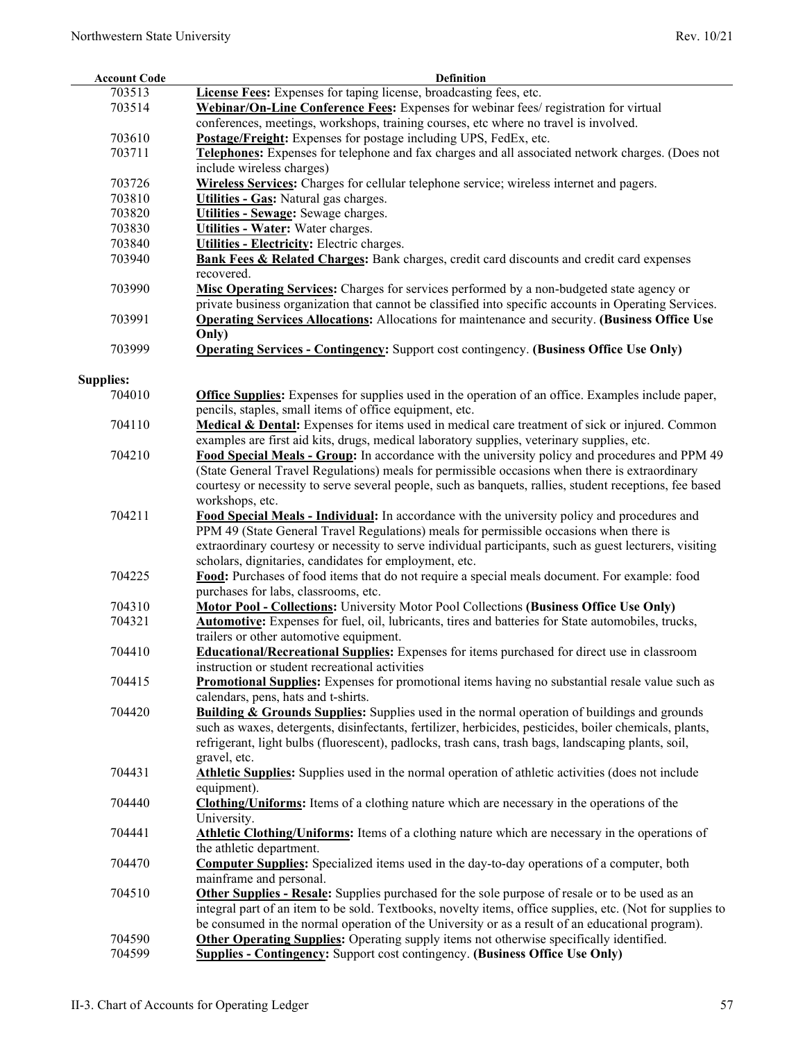| Account Code | Definition |
|---|---|
| 703513 | **License Fees:** Expenses for taping license, broadcasting fees, etc. |
| 703514 | **Webinar/On-Line Conference Fees:** Expenses for webinar fees/ registration for virtual conferences, meetings, workshops, training courses, etc where no travel is involved. |
| 703610 | **Postage/Freight:** Expenses for postage including UPS, FedEx, etc. |
| 703711 | **Telephones:** Expenses for telephone and fax charges and all associated network charges. (Does not include wireless charges) |
| 703726 | **Wireless Services:** Charges for cellular telephone service; wireless internet and pagers. |
| 703810 | **Utilities - Gas:** Natural gas charges. |
| 703820 | **Utilities - Sewage:** Sewage charges. |
| 703830 | **Utilities - Water:** Water charges. |
| 703840 | **Utilities - Electricity:** Electric charges. |
| 703940 | **Bank Fees & Related Charges:** Bank charges, credit card discounts and credit card expenses recovered. |
| 703990 | **Misc Operating Services:** Charges for services performed by a non-budgeted state agency or private business organization that cannot be classified into specific accounts in Operating Services. |
| 703991 | **Operating Services Allocations:** Allocations for maintenance and security. **(Business Office Use Only)** |
| 703999 | **Operating Services - Contingency:** Support cost contingency. **(Business Office Use Only)** |
| **Supplies:** | |
| 704010 | **Office Supplies:** Expenses for supplies used in the operation of an office. Examples include paper, pencils, staples, small items of office equipment, etc. |
| 704110 | **Medical & Dental:** Expenses for items used in medical care treatment of sick or injured. Common examples are first aid kits, drugs, medical laboratory supplies, veterinary supplies, etc. |
| 704210 | **Food Special Meals - Group:** In accordance with the university policy and procedures and PPM 49 (State General Travel Regulations) meals for permissible occasions when there is extraordinary courtesy or necessity to serve several people, such as banquets, rallies, student receptions, fee based workshops, etc. |
| 704211 | **Food Special Meals - Individual:** In accordance with the university policy and procedures and PPM 49 (State General Travel Regulations) meals for permissible occasions when there is extraordinary courtesy or necessity to serve individual participants, such as guest lecturers, visiting scholars, dignitaries, candidates for employment, etc. |
| 704225 | **Food:** Purchases of food items that do not require a special meals document. For example: food purchases for labs, classrooms, etc. |
| 704310 | **Motor Pool - Collections:** University Motor Pool Collections **(Business Office Use Only)** |
| 704321 | **Automotive:** Expenses for fuel, oil, lubricants, tires and batteries for State automobiles, trucks, trailers or other automotive equipment. |
| 704410 | **Educational/Recreational Supplies:** Expenses for items purchased for direct use in classroom instruction or student recreational activities |
| 704415 | **Promotional Supplies:** Expenses for promotional items having no substantial resale value such as calendars, pens, hats and t-shirts. |
| 704420 | **Building & Grounds Supplies:** Supplies used in the normal operation of buildings and grounds such as waxes, detergents, disinfectants, fertilizer, herbicides, pesticides, boiler chemicals, plants, refrigerant, light bulbs (fluorescent), padlocks, trash cans, trash bags, landscaping plants, soil, gravel, etc. |
| 704431 | **Athletic Supplies:** Supplies used in the normal operation of athletic activities (does not include equipment). |
| 704440 | **Clothing/Uniforms:** Items of a clothing nature which are necessary in the operations of the University. |
| 704441 | **Athletic Clothing/Uniforms:** Items of a clothing nature which are necessary in the operations of the athletic department. |
| 704470 | **Computer Supplies:** Specialized items used in the day-to-day operations of a computer, both mainframe and personal. |
| 704510 | **Other Supplies - Resale:** Supplies purchased for the sole purpose of resale or to be used as an integral part of an item to be sold. Textbooks, novelty items, office supplies, etc. (Not for supplies to be consumed in the normal operation of the University or as a result of an educational program). |
| 704590 | **Other Operating Supplies:** Operating supply items not otherwise specifically identified. |
| 704599 | **Supplies - Contingency:** Support cost contingency. **(Business Office Use Only)** |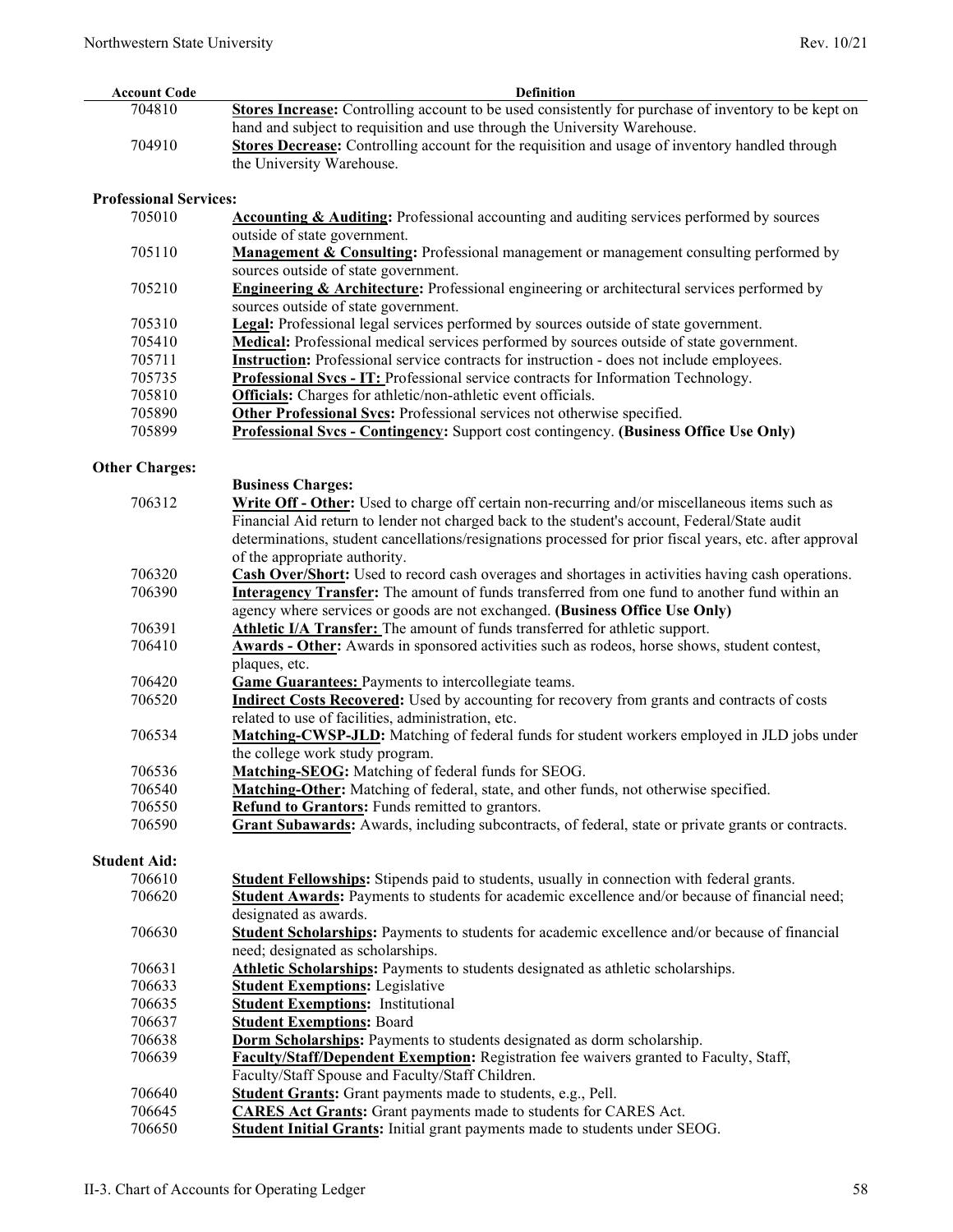| Account Code | Definition |
|---|---|
| 704810 | **Stores Increase:** Controlling account to be used consistently for purchase of inventory to be kept on hand and subject to requisition and use through the University Warehouse. |
| 704910 | **Stores Decrease:** Controlling account for the requisition and usage of inventory handled through the University Warehouse. |
| **Professional Services:** | |
| 705010 | **Accounting & Auditing:** Professional accounting and auditing services performed by sources outside of state government. |
| 705110 | **Management & Consulting:** Professional management or management consulting performed by sources outside of state government. |
| 705210 | **Engineering & Architecture:** Professional engineering or architectural services performed by sources outside of state government. |
| 705310 | **Legal:** Professional legal services performed by sources outside of state government. |
| 705410 | **Medical:** Professional medical services performed by sources outside of state government. |
| 705711 | **Instruction:** Professional service contracts for instruction - does not include employees. |
| 705735 | **Professional Svcs - IT:** Professional service contracts for Information Technology. |
| 705810 | **Officials:** Charges for athletic/non-athletic event officials. |
| 705890 | **Other Professional Svcs:** Professional services not otherwise specified. |
| 705899 | **Professional Svcs - Contingency:** Support cost contingency. **(Business Office Use Only)** |
| **Other Charges:** | **Business Charges:** |
| 706312 | **Write Off - Other:** Used to charge off certain non-recurring and/or miscellaneous items such as Financial Aid return to lender not charged back to the student's account, Federal/State audit determinations, student cancellations/resignations processed for prior fiscal years, etc. after approval of the appropriate authority. |
| 706320 | **Cash Over/Short:** Used to record cash overages and shortages in activities having cash operations. |
| 706390 | **Interagency Transfer:** The amount of funds transferred from one fund to another fund within an agency where services or goods are not exchanged. **(Business Office Use Only)** |
| 706391 | **Athletic I/A Transfer:** The amount of funds transferred for athletic support. |
| 706410 | **Awards - Other:** Awards in sponsored activities such as rodeos, horse shows, student contest, plaques, etc. |
| 706420 | **Game Guarantees:** Payments to intercollegiate teams. |
| 706520 | **Indirect Costs Recovered:** Used by accounting for recovery from grants and contracts of costs related to use of facilities, administration, etc. |
| 706534 | **Matching-CWSP-JLD:** Matching of federal funds for student workers employed in JLD jobs under the college work study program. |
| 706536 | **Matching-SEOG:** Matching of federal funds for SEOG. |
| 706540 | **Matching-Other:** Matching of federal, state, and other funds, not otherwise specified. |
| 706550 | **Refund to Grantors:** Funds remitted to grantors. |
| 706590 | **Grant Subawards:** Awards, including subcontracts, of federal, state or private grants or contracts. |
| **Student Aid:** | |
| 706610 | **Student Fellowships:** Stipends paid to students, usually in connection with federal grants. |
| 706620 | **Student Awards:** Payments to students for academic excellence and/or because of financial need; designated as awards. |
| 706630 | **Student Scholarships:** Payments to students for academic excellence and/or because of financial need; designated as scholarships. |
| 706631 | **Athletic Scholarships:** Payments to students designated as athletic scholarships. |
| 706633 | **Student Exemptions:** Legislative |
| 706635 | **Student Exemptions:** Institutional |
| 706637 | **Student Exemptions:** Board |
| 706638 | **Dorm Scholarships:** Payments to students designated as dorm scholarship. |
| 706639 | **Faculty/Staff/Dependent Exemption:** Registration fee waivers granted to Faculty, Staff, Faculty/Staff Spouse and Faculty/Staff Children. |
| 706640 | **Student Grants:** Grant payments made to students, e.g., Pell. |
| 706645 | **CARES Act Grants:** Grant payments made to students for CARES Act. |
| 706650 | **Student Initial Grants:** Initial grant payments made to students under SEOG. |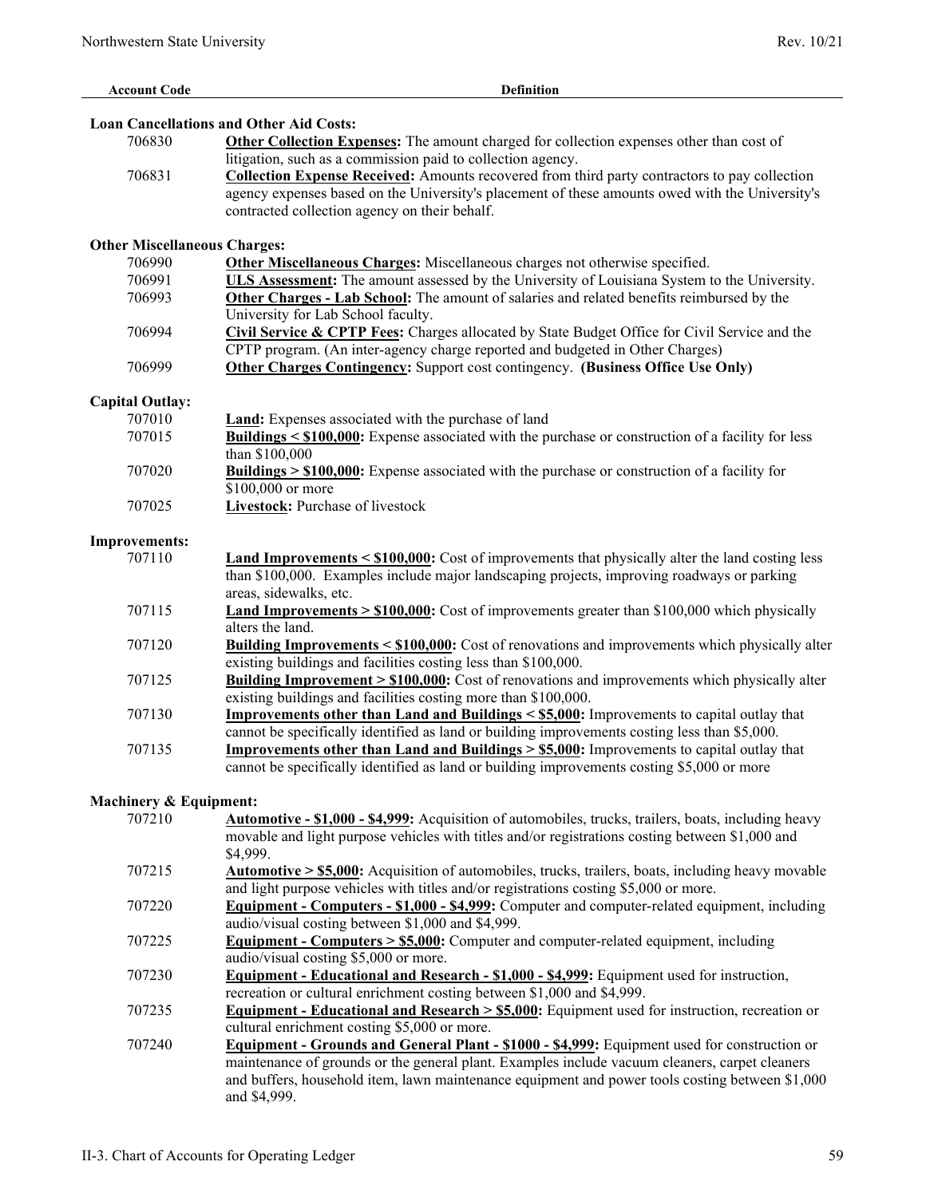| Account Code | Definition |
|---|---|
| **Loan Cancellations and Other Aid Costs:** | |
| 706830 | **Other Collection Expenses:** The amount charged for collection expenses other than cost of litigation, such as a commission paid to collection agency. |
| 706831 | **Collection Expense Received:** Amounts recovered from third party contractors to pay collection agency expenses based on the University's placement of these amounts owed with the University's contracted collection agency on their behalf. |
| **Other Miscellaneous Charges:** | |
| 706990 | **Other Miscellaneous Charges:** Miscellaneous charges not otherwise specified. |
| 706991 | **ULS Assessment:** The amount assessed by the University of Louisiana System to the University. |
| 706993 | **Other Charges - Lab School:** The amount of salaries and related benefits reimbursed by the University for Lab School faculty. |
| 706994 | **Civil Service & CPTP Fees:** Charges allocated by State Budget Office for Civil Service and the CPTP program. (An inter-agency charge reported and budgeted in Other Charges) |
| 706999 | **Other Charges Contingency:** Support cost contingency. **(Business Office Use Only)** |
| **Capital Outlay:** | |
| 707010 | **Land:** Expenses associated with the purchase of land |
| 707015 | **Buildings < $100,000:** Expense associated with the purchase or construction of a facility for less than $100,000 |
| 707020 | **Buildings > $100,000:** Expense associated with the purchase or construction of a facility for $100,000 or more |
| 707025 | **Livestock:** Purchase of livestock |
| **Improvements:** | |
| 707110 | **Land Improvements < $100,000:** Cost of improvements that physically alter the land costing less than $100,000. Examples include major landscaping projects, improving roadways or parking areas, sidewalks, etc. |
| 707115 | **Land Improvements > $100,000:** Cost of improvements greater than $100,000 which physically alters the land. |
| 707120 | **Building Improvements < $100,000:** Cost of renovations and improvements which physically alter existing buildings and facilities costing less than $100,000. |
| 707125 | **Building Improvement > $100,000:** Cost of renovations and improvements which physically alter existing buildings and facilities costing more than $100,000. |
| 707130 | **Improvements other than Land and Buildings < $5,000:** Improvements to capital outlay that cannot be specifically identified as land or building improvements costing less than $5,000. |
| 707135 | **Improvements other than Land and Buildings > $5,000:** Improvements to capital outlay that cannot be specifically identified as land or building improvements costing $5,000 or more |
| **Machinery & Equipment:** | |
| 707210 | **Automotive - $1,000 - $4,999:** Acquisition of automobiles, trucks, trailers, boats, including heavy movable and light purpose vehicles with titles and/or registrations costing between $1,000 and $4,999. |
| 707215 | **Automotive > $5,000:** Acquisition of automobiles, trucks, trailers, boats, including heavy movable and light purpose vehicles with titles and/or registrations costing $5,000 or more. |
| 707220 | **Equipment - Computers - $1,000 - $4,999:** Computer and computer-related equipment, including audio/visual costing between $1,000 and $4,999. |
| 707225 | **Equipment - Computers > $5,000:** Computer and computer-related equipment, including audio/visual costing $5,000 or more. |
| 707230 | **Equipment - Educational and Research - $1,000 - $4,999:** Equipment used for instruction, recreation or cultural enrichment costing between $1,000 and $4,999. |
| 707235 | **Equipment - Educational and Research > $5,000:** Equipment used for instruction, recreation or cultural enrichment costing $5,000 or more. |
| 707240 | **Equipment - Grounds and General Plant - $1000 - $4,999:** Equipment used for construction or maintenance of grounds or the general plant. Examples include vacuum cleaners, carpet cleaners and buffers, household item, lawn maintenance equipment and power tools costing between $1,000 and $4,999. |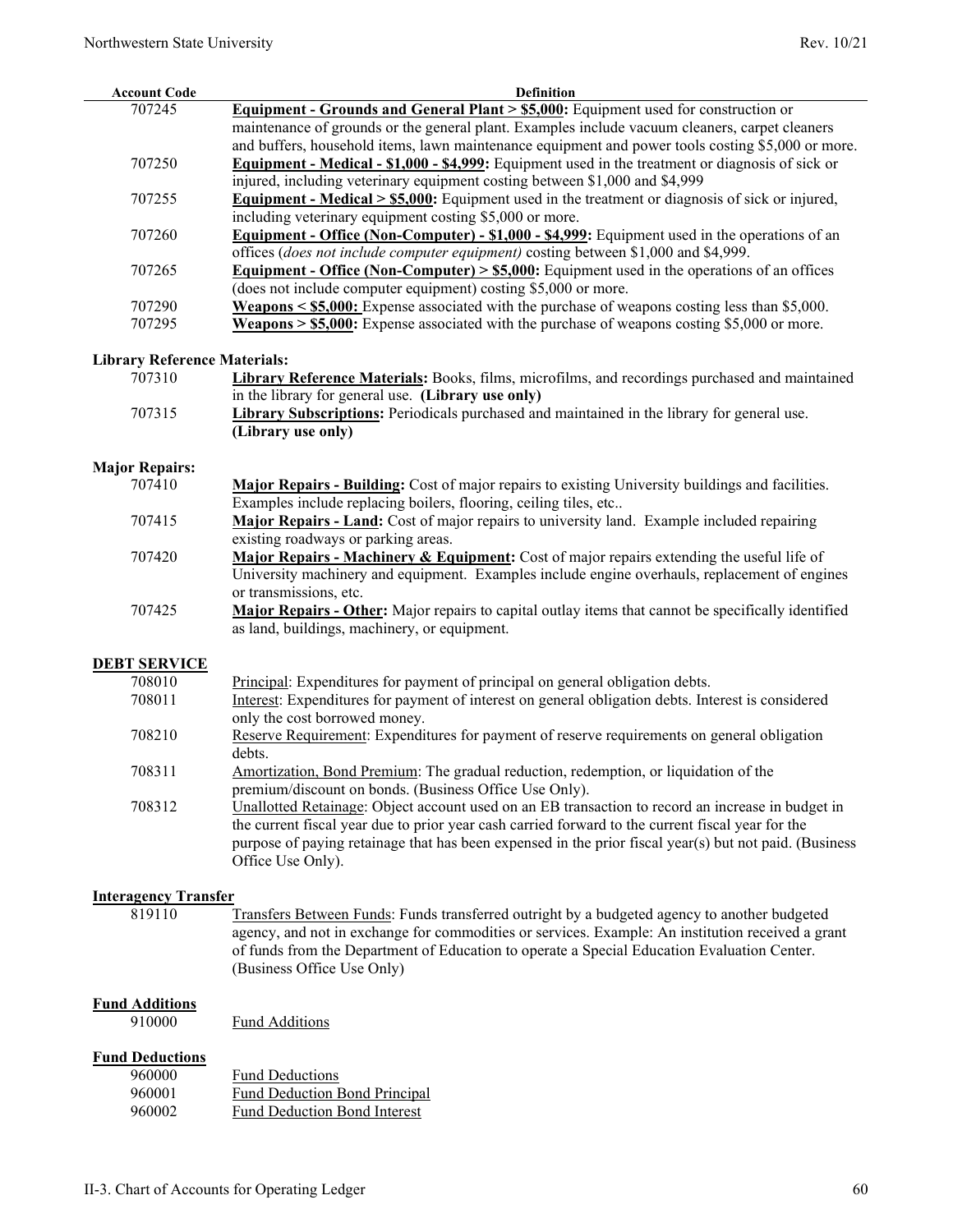| Account Code | Definition |
|---|---|
| 707245 | **Equipment - Grounds and General Plant > $5,000:** Equipment used for construction or maintenance of grounds or the general plant. Examples include vacuum cleaners, carpet cleaners and buffers, household items, lawn maintenance equipment and power tools costing $5,000 or more. |
| 707250 | **Equipment - Medical - $1,000 - $4,999:** Equipment used in the treatment or diagnosis of sick or injured, including veterinary equipment costing between $1,000 and $4,999 |
| 707255 | **Equipment - Medical > $5,000:** Equipment used in the treatment or diagnosis of sick or injured, including veterinary equipment costing $5,000 or more. |
| 707260 | **Equipment - Office (Non-Computer) - $1,000 - $4,999:** Equipment used in the operations of an offices (*does not include computer equipment)* costing between $1,000 and $4,999. |
| 707265 | **Equipment - Office (Non-Computer) > $5,000:** Equipment used in the operations of an offices (does not include computer equipment) costing $5,000 or more. |
| 707290 | **Weapons < $5,000:** Expense associated with the purchase of weapons costing less than $5,000. |
| 707295 | **Weapons > $5,000:** Expense associated with the purchase of weapons costing $5,000 or more. |

**Library Reference Materials:**

| | |
|---|---|
| 707310 | **Library Reference Materials:** Books, films, microfilms, and recordings purchased and maintained in the library for general use. **(Library use only)** |
| 707315 | **Library Subscriptions:** Periodicals purchased and maintained in the library for general use. **(Library use only)** |

**Major Repairs:**

| | |
|---|---|
| 707410 | **Major Repairs - Building:** Cost of major repairs to existing University buildings and facilities. Examples include replacing boilers, flooring, ceiling tiles, etc.. |
| 707415 | **Major Repairs - Land:** Cost of major repairs to university land. Example included repairing existing roadways or parking areas. |
| 707420 | **Major Repairs - Machinery & Equipment:** Cost of major repairs extending the useful life of University machinery and equipment. Examples include engine overhauls, replacement of engines or transmissions, etc. |
| 707425 | **Major Repairs - Other:** Major repairs to capital outlay items that cannot be specifically identified as land, buildings, machinery, or equipment. |

**DEBT SERVICE**

| | |
|---|---|
| 708010 | Principal: Expenditures for payment of principal on general obligation debts. |
| 708011 | Interest: Expenditures for payment of interest on general obligation debts. Interest is considered only the cost borrowed money. |
| 708210 | Reserve Requirement: Expenditures for payment of reserve requirements on general obligation debts. |
| 708311 | Amortization, Bond Premium: The gradual reduction, redemption, or liquidation of the premium/discount on bonds. (Business Office Use Only). |
| 708312 | Unallotted Retainage: Object account used on an EB transaction to record an increase in budget in the current fiscal year due to prior year cash carried forward to the current fiscal year for the purpose of paying retainage that has been expensed in the prior fiscal year(s) but not paid. (Business Office Use Only). |

**Interagency Transfer**

| | |
|---|---|
| 819110 | Transfers Between Funds: Funds transferred outright by a budgeted agency to another budgeted agency, and not in exchange for commodities or services. Example: An institution received a grant of funds from the Department of Education to operate a Special Education Evaluation Center. (Business Office Use Only) |

**Fund Additions**

| | |
|---|---|
| 910000 | Fund Additions |

**Fund Deductions**

| | |
|---|---|
| 960000 | Fund Deductions |
| 960001 | Fund Deduction Bond Principal |
| 960002 | Fund Deduction Bond Interest |